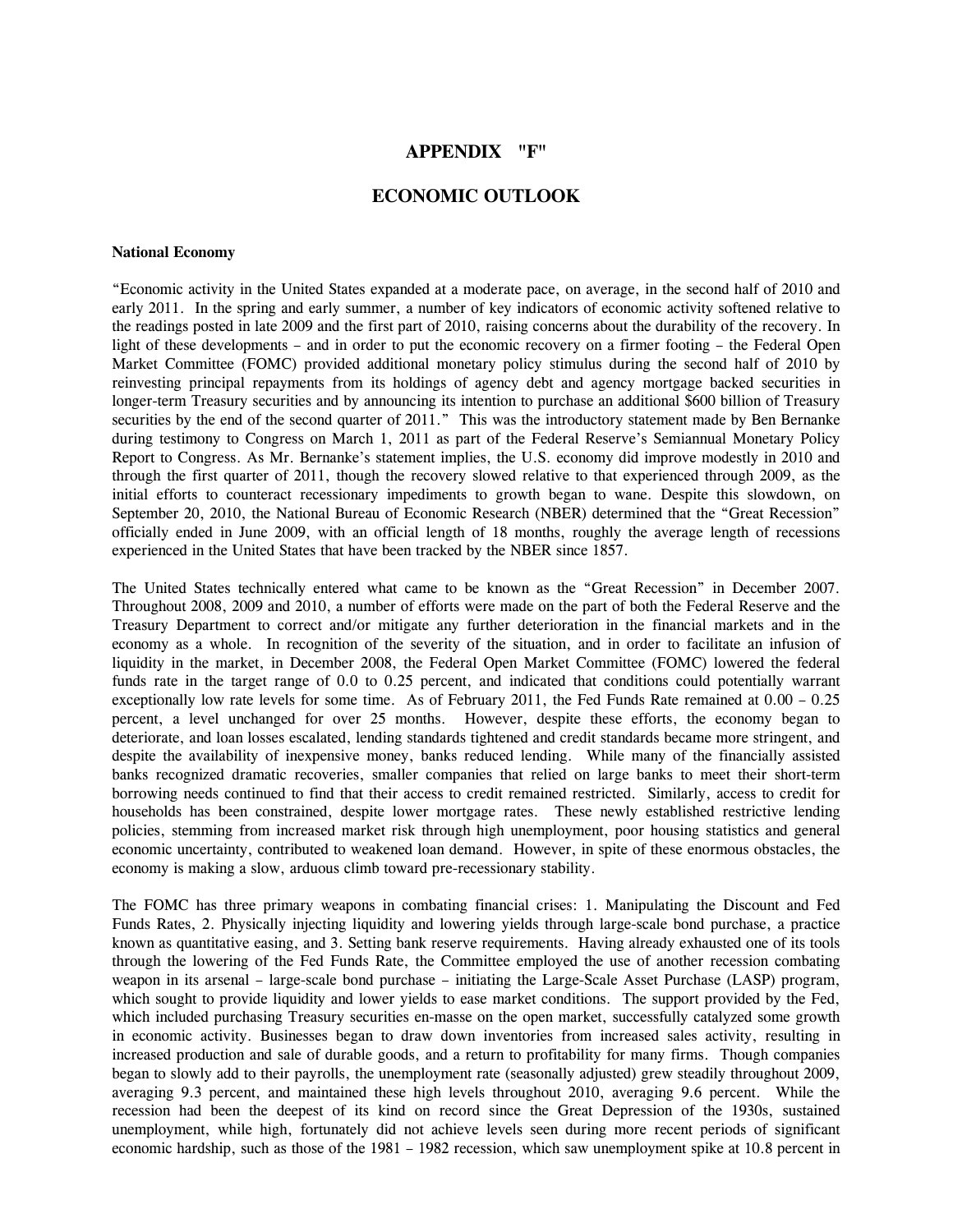# APPENDIX "F"

## ECONOMIC OUTLOOK

**National Economy**

"Economic activity in the United States expanded at a moderate pace, on average, in the second half of 2010 and early 2011. In the spring and early summer, a number of key indicators of economic activity softened relative to the readings posted in late 2009 and the first part of 2010, raising concerns about the durability of the recovery. In light of these developments – and in order to put the economic recovery on a firmer footing – the Federal Open Market Committee (FOMC) provided additional monetary policy stimulus during the second half of 2010 by reinvesting principal repayments from its holdings of agency debt and agency mortgage backed securities in longer-term Treasury securities and by announcing its intention to purchase an additional $600 billion of Treasury securities by the end of the second quarter of 2011." This was the introductory statement made by Ben Bernanke during testimony to Congress on March 1, 2011 as part of the Federal Reserve's Semiannual Monetary Policy Report to Congress. As Mr. Bernanke's statement implies, the U.S. economy did improve modestly in 2010 and through the first quarter of 2011, though the recovery slowed relative to that experienced through 2009, as the initial efforts to counteract recessionary impediments to growth began to wane. Despite this slowdown, on September 20, 2010, the National Bureau of Economic Research (NBER) determined that the "Great Recession" officially ended in June 2009, with an official length of 18 months, roughly the average length of recessions experienced in the United States that have been tracked by the NBER since 1857.

The United States technically entered what came to be known as the "Great Recession" in December 2007. Throughout 2008, 2009 and 2010, a number of efforts were made on the part of both the Federal Reserve and the Treasury Department to correct and/or mitigate any further deterioration in the financial markets and in the economy as a whole. In recognition of the severity of the situation, and in order to facilitate an infusion of liquidity in the market, in December 2008, the Federal Open Market Committee (FOMC) lowered the federal funds rate in the target range of 0.0 to 0.25 percent, and indicated that conditions could potentially warrant exceptionally low rate levels for some time. As of February 2011, the Fed Funds Rate remained at 0.00 – 0.25 percent, a level unchanged for over 25 months. However, despite these efforts, the economy began to deteriorate, and loan losses escalated, lending standards tightened and credit standards became more stringent, and despite the availability of inexpensive money, banks reduced lending. While many of the financially assisted banks recognized dramatic recoveries, smaller companies that relied on large banks to meet their short-term borrowing needs continued to find that their access to credit remained restricted. Similarly, access to credit for households has been constrained, despite lower mortgage rates. These newly established restrictive lending policies, stemming from increased market risk through high unemployment, poor housing statistics and general economic uncertainty, contributed to weakened loan demand. However, in spite of these enormous obstacles, the economy is making a slow, arduous climb toward pre-recessionary stability.

The FOMC has three primary weapons in combating financial crises: 1. Manipulating the Discount and Fed Funds Rates, 2. Physically injecting liquidity and lowering yields through large-scale bond purchase, a practice known as quantitative easing, and 3. Setting bank reserve requirements. Having already exhausted one of its tools through the lowering of the Fed Funds Rate, the Committee employed the use of another recession combating weapon in its arsenal – large-scale bond purchase – initiating the Large-Scale Asset Purchase (LASP) program, which sought to provide liquidity and lower yields to ease market conditions. The support provided by the Fed, which included purchasing Treasury securities en-masse on the open market, successfully catalyzed some growth in economic activity. Businesses began to draw down inventories from increased sales activity, resulting in increased production and sale of durable goods, and a return to profitability for many firms. Though companies began to slowly add to their payrolls, the unemployment rate (seasonally adjusted) grew steadily throughout 2009, averaging 9.3 percent, and maintained these high levels throughout 2010, averaging 9.6 percent. While the recession had been the deepest of its kind on record since the Great Depression of the 1930s, sustained unemployment, while high, fortunately did not achieve levels seen during more recent periods of significant economic hardship, such as those of the 1981 – 1982 recession, which saw unemployment spike at 10.8 percent in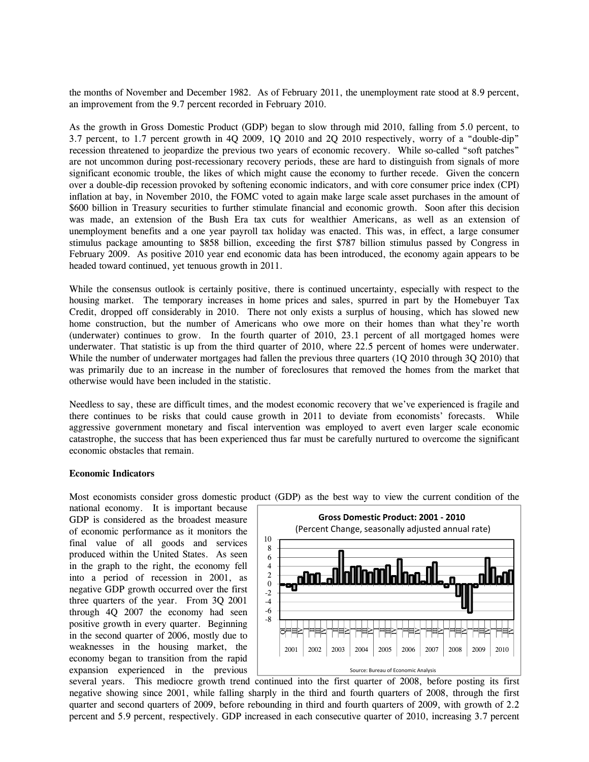the months of November and December 1982. As of February 2011, the unemployment rate stood at 8.9 percent, an improvement from the 9.7 percent recorded in February 2010.

As the growth in Gross Domestic Product (GDP) began to slow through mid 2010, falling from 5.0 percent, to 3.7 percent, to 1.7 percent growth in 4Q 2009, 1Q 2010 and 2Q 2010 respectively, worry of a "double-dip" recession threatened to jeopardize the previous two years of economic recovery. While so-called "soft patches" are not uncommon during post-recessionary recovery periods, these are hard to distinguish from signals of more significant economic trouble, the likes of which might cause the economy to further recede. Given the concern over a double-dip recession provoked by softening economic indicators, and with core consumer price index (CPI) inflation at bay, in November 2010, the FOMC voted to again make large scale asset purchases in the amount of $600 billion in Treasury securities to further stimulate financial and economic growth. Soon after this decision was made, an extension of the Bush Era tax cuts for wealthier Americans, as well as an extension of unemployment benefits and a one year payroll tax holiday was enacted. This was, in effect, a large consumer stimulus package amounting to $858 billion, exceeding the first $787 billion stimulus passed by Congress in February 2009. As positive 2010 year end economic data has been introduced, the economy again appears to be headed toward continued, yet tenuous growth in 2011.

While the consensus outlook is certainly positive, there is continued uncertainty, especially with respect to the housing market. The temporary increases in home prices and sales, spurred in part by the Homebuyer Tax Credit, dropped off considerably in 2010. There not only exists a surplus of housing, which has slowed new home construction, but the number of Americans who owe more on their homes than what they're worth (underwater) continues to grow. In the fourth quarter of 2010, 23.1 percent of all mortgaged homes were underwater. That statistic is up from the third quarter of 2010, where 22.5 percent of homes were underwater. While the number of underwater mortgages had fallen the previous three quarters (1Q 2010 through 3Q 2010) that was primarily due to an increase in the number of foreclosures that removed the homes from the market that otherwise would have been included in the statistic.

Needless to say, these are difficult times, and the modest economic recovery that we've experienced is fragile and there continues to be risks that could cause growth in 2011 to deviate from economists' forecasts. While aggressive government monetary and fiscal intervention was employed to avert even larger scale economic catastrophe, the success that has been experienced thus far must be carefully nurtured to overcome the significant economic obstacles that remain.

**Economic Indicators**

Most economists consider gross domestic product (GDP) as the best way to view the current condition of the national economy. It is important because GDP is considered as the broadest measure of economic performance as it monitors the final value of all goods and services produced within the United States. As seen in the graph to the right, the economy fell into a period of recession in 2001, as negative GDP growth occurred over the first three quarters of the year. From 3Q 2001 through 4Q 2007 the economy had seen positive growth in every quarter. Beginning in the second quarter of 2006, mostly due to weaknesses in the housing market, the economy began to transition from the rapid expansion experienced in the previous several years. This mediocre growth trend continued into the first quarter of 2008, before posting its first negative showing since 2001, while falling sharply in the third and fourth quarters of 2008, through the first quarter and second quarters of 2009, before rebounding in third and fourth quarters of 2009, with growth of 2.2 percent and 5.9 percent, respectively. GDP increased in each consecutive quarter of 2010, increasing 3.7 percent

**Gross Domestic Product: 2001 - 2010**
(Percent Change, seasonally adjusted annual rate)

Source: Bureau of Economic Analysis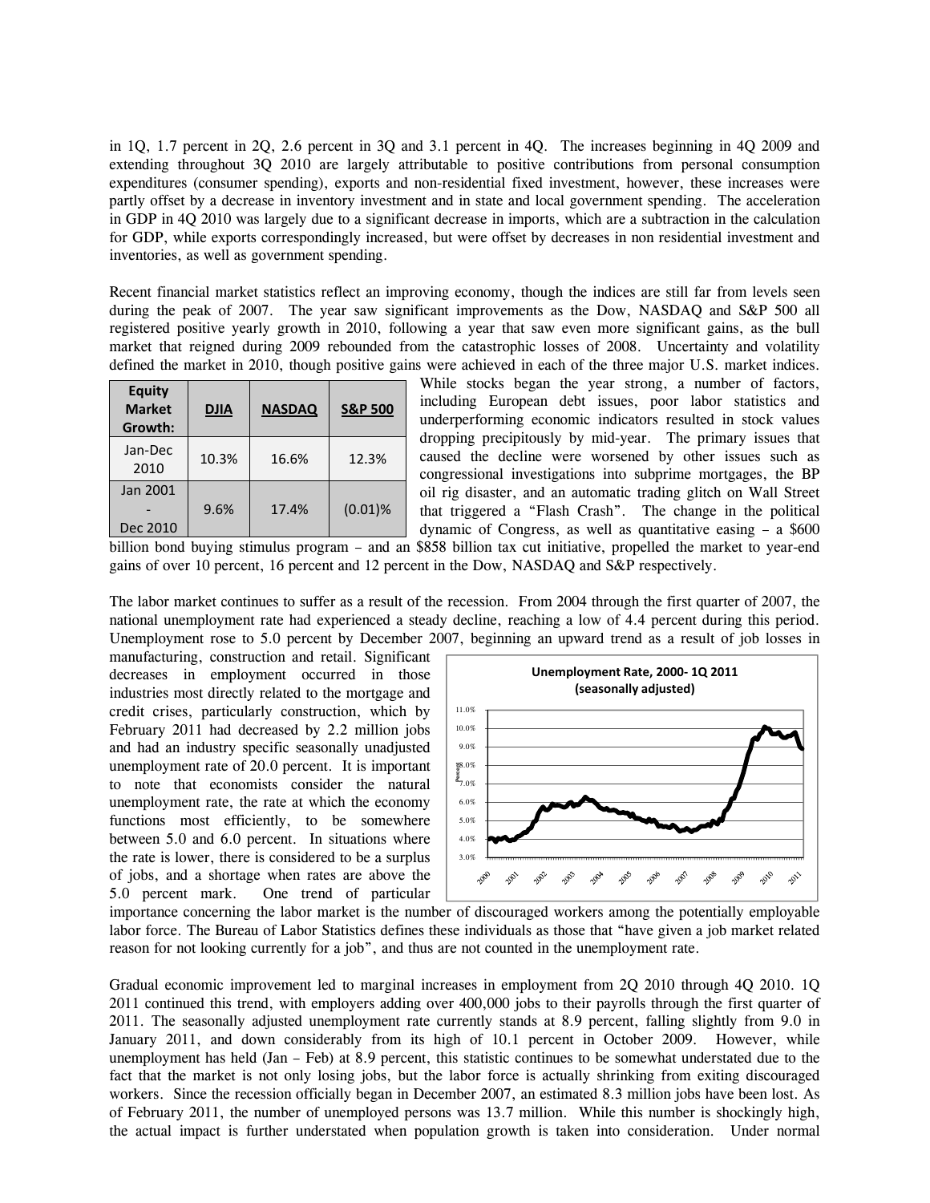in 1Q, 1.7 percent in 2Q, 2.6 percent in 3Q and 3.1 percent in 4Q. The increases beginning in 4Q 2009 and extending throughout 3Q 2010 are largely attributable to positive contributions from personal consumption expenditures (consumer spending), exports and non-residential fixed investment, however, these increases were partly offset by a decrease in inventory investment and in state and local government spending. The acceleration in GDP in 4Q 2010 was largely due to a significant decrease in imports, which are a subtraction in the calculation for GDP, while exports correspondingly increased, but were offset by decreases in non residential investment and inventories, as well as government spending.

Recent financial market statistics reflect an improving economy, though the indices are still far from levels seen during the peak of 2007. The year saw significant improvements as the Dow, NASDAQ and S&P 500 all registered positive yearly growth in 2010, following a year that saw even more significant gains, as the bull market that reigned during 2009 rebounded from the catastrophic losses of 2008. Uncertainty and volatility defined the market in 2010, though positive gains were achieved in each of the three major U.S. market indices. While stocks began the year strong, a number of factors, including European debt issues, poor labor statistics and underperforming economic indicators resulted in stock values dropping precipitously by mid-year. The primary issues that caused the decline were worsened by other issues such as congressional investigations into subprime mortgages, the BP oil rig disaster, and an automatic trading glitch on Wall Street that triggered a "Flash Crash". The change in the political dynamic of Congress, as well as quantitative easing – a $600 billion bond buying stimulus program – and an $858 billion tax cut initiative, propelled the market to year-end gains of over 10 percent, 16 percent and 12 percent in the Dow, NASDAQ and S&P respectively.

| Equity Market Growth: | DJIA | NASDAQ | S&P 500 |
|---|---|---|---|
| Jan-Dec 2010 | 10.3% | 16.6% | 12.3% |
| Jan 2001 - Dec 2010 | 9.6% | 17.4% | (0.01)% |

The labor market continues to suffer as a result of the recession. From 2004 through the first quarter of 2007, the national unemployment rate had experienced a steady decline, reaching a low of 4.4 percent during this period. Unemployment rose to 5.0 percent by December 2007, beginning an upward trend as a result of job losses in manufacturing, construction and retail. Significant decreases in employment occurred in those industries most directly related to the mortgage and credit crises, particularly construction, which by February 2011 had decreased by 2.2 million jobs and had an industry specific seasonally unadjusted unemployment rate of 20.0 percent. It is important to note that economists consider the natural unemployment rate, the rate at which the economy functions most efficiently, to be somewhere between 5.0 and 6.0 percent. In situations where the rate is lower, there is considered to be a surplus of jobs, and a shortage when rates are above the 5.0 percent mark. One trend of particular importance concerning the labor market is the number of discouraged workers among the potentially employable labor force. The Bureau of Labor Statistics defines these individuals as those that "have given a job market related reason for not looking currently for a job", and thus are not counted in the unemployment rate.

**Unemployment Rate, 2000- 1Q 2011 (seasonally adjusted)**

Gradual economic improvement led to marginal increases in employment from 2Q 2010 through 4Q 2010. 1Q 2011 continued this trend, with employers adding over 400,000 jobs to their payrolls through the first quarter of 2011. The seasonally adjusted unemployment rate currently stands at 8.9 percent, falling slightly from 9.0 in January 2011, and down considerably from its high of 10.1 percent in October 2009. However, while unemployment has held (Jan – Feb) at 8.9 percent, this statistic continues to be somewhat understated due to the fact that the market is not only losing jobs, but the labor force is actually shrinking from exiting discouraged workers. Since the recession officially began in December 2007, an estimated 8.3 million jobs have been lost. As of February 2011, the number of unemployed persons was 13.7 million. While this number is shockingly high, the actual impact is further understated when population growth is taken into consideration. Under normal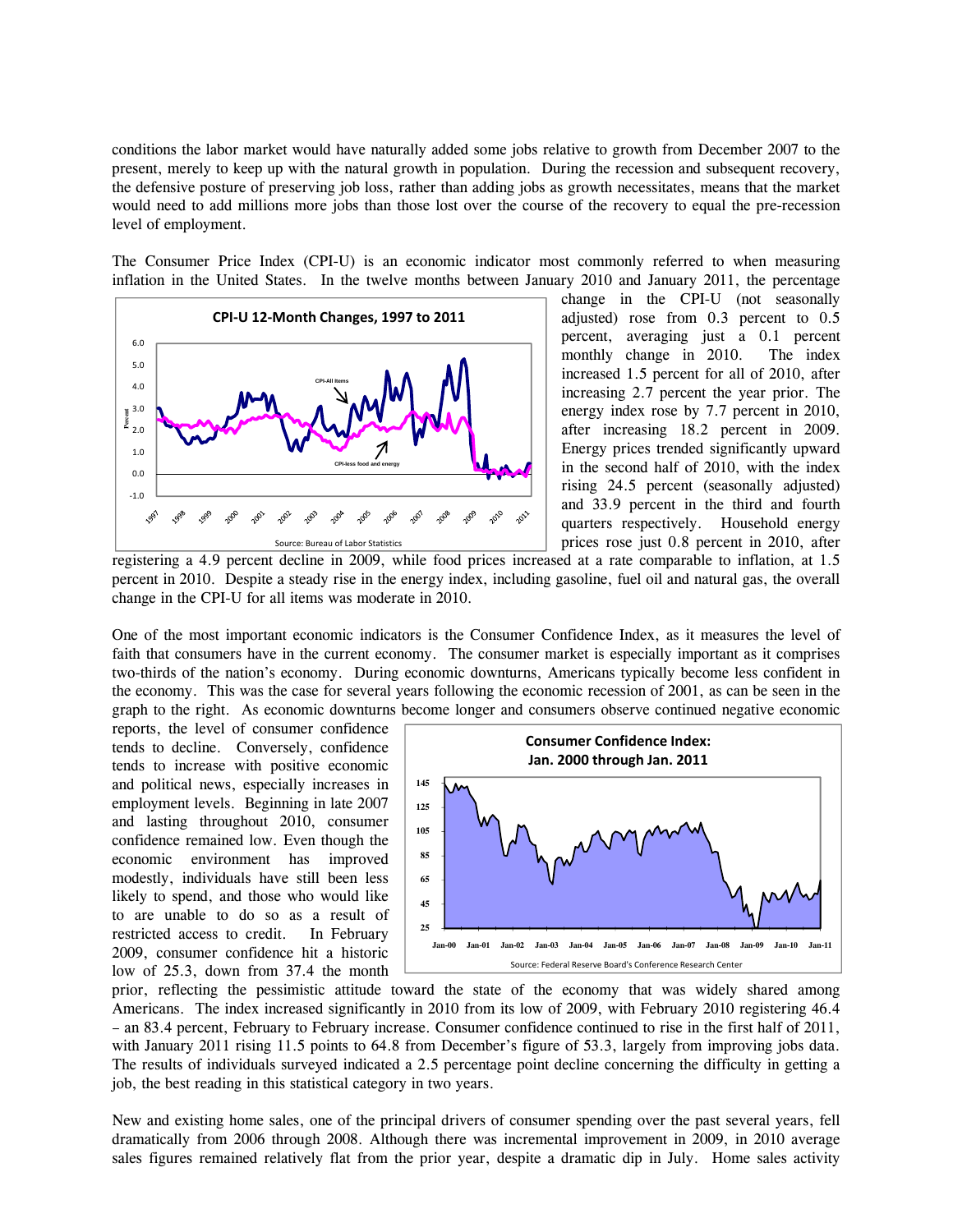conditions the labor market would have naturally added some jobs relative to growth from December 2007 to the present, merely to keep up with the natural growth in population. During the recession and subsequent recovery, the defensive posture of preserving job loss, rather than adding jobs as growth necessitates, means that the market would need to add millions more jobs than those lost over the course of the recovery to equal the pre-recession level of employment.

The Consumer Price Index (CPI-U) is an economic indicator most commonly referred to when measuring inflation in the United States. In the twelve months between January 2010 and January 2011, the percentage change in the CPI-U (not seasonally adjusted) rose from 0.3 percent to 0.5 percent, averaging just a 0.1 percent monthly change in 2010. The index increased 1.5 percent for all of 2010, after increasing 2.7 percent the year prior. The energy index rose by 7.7 percent in 2010, after increasing 18.2 percent in 2009. Energy prices trended significantly upward in the second half of 2010, with the index rising 24.5 percent (seasonally adjusted) and 33.9 percent in the third and fourth quarters respectively. Household energy prices rose just 0.8 percent in 2010, after registering a 4.9 percent decline in 2009, while food prices increased at a rate comparable to inflation, at 1.5 percent in 2010. Despite a steady rise in the energy index, including gasoline, fuel oil and natural gas, the overall change in the CPI-U for all items was moderate in 2010.

**CPI-U 12-Month Changes, 1997 to 2011**

Source: Bureau of Labor Statistics

One of the most important economic indicators is the Consumer Confidence Index, as it measures the level of faith that consumers have in the current economy. The consumer market is especially important as it comprises two-thirds of the nation's economy. During economic downturns, Americans typically become less confident in the economy. This was the case for several years following the economic recession of 2001, as can be seen in the graph to the right. As economic downturns become longer and consumers observe continued negative economic reports, the level of consumer confidence tends to decline. Conversely, confidence tends to increase with positive economic and political news, especially increases in employment levels. Beginning in late 2007 and lasting throughout 2010, consumer confidence remained low. Even though the economic environment has improved modestly, individuals have still been less likely to spend, and those who would like to are unable to do so as a result of restricted access to credit. In February 2009, consumer confidence hit a historic low of 25.3, down from 37.4 the month prior, reflecting the pessimistic attitude toward the state of the economy that was widely shared among Americans. The index increased significantly in 2010 from its low of 2009, with February 2010 registering 46.4 – an 83.4 percent, February to February increase. Consumer confidence continued to rise in the first half of 2011, with January 2011 rising 11.5 points to 64.8 from December's figure of 53.3, largely from improving jobs data. The results of individuals surveyed indicated a 2.5 percentage point decline concerning the difficulty in getting a job, the best reading in this statistical category in two years.

**Consumer Confidence Index: Jan. 2000 through Jan. 2011**

Source: Federal Reserve Board's Conference Research Center

New and existing home sales, one of the principal drivers of consumer spending over the past several years, fell dramatically from 2006 through 2008. Although there was incremental improvement in 2009, in 2010 average sales figures remained relatively flat from the prior year, despite a dramatic dip in July. Home sales activity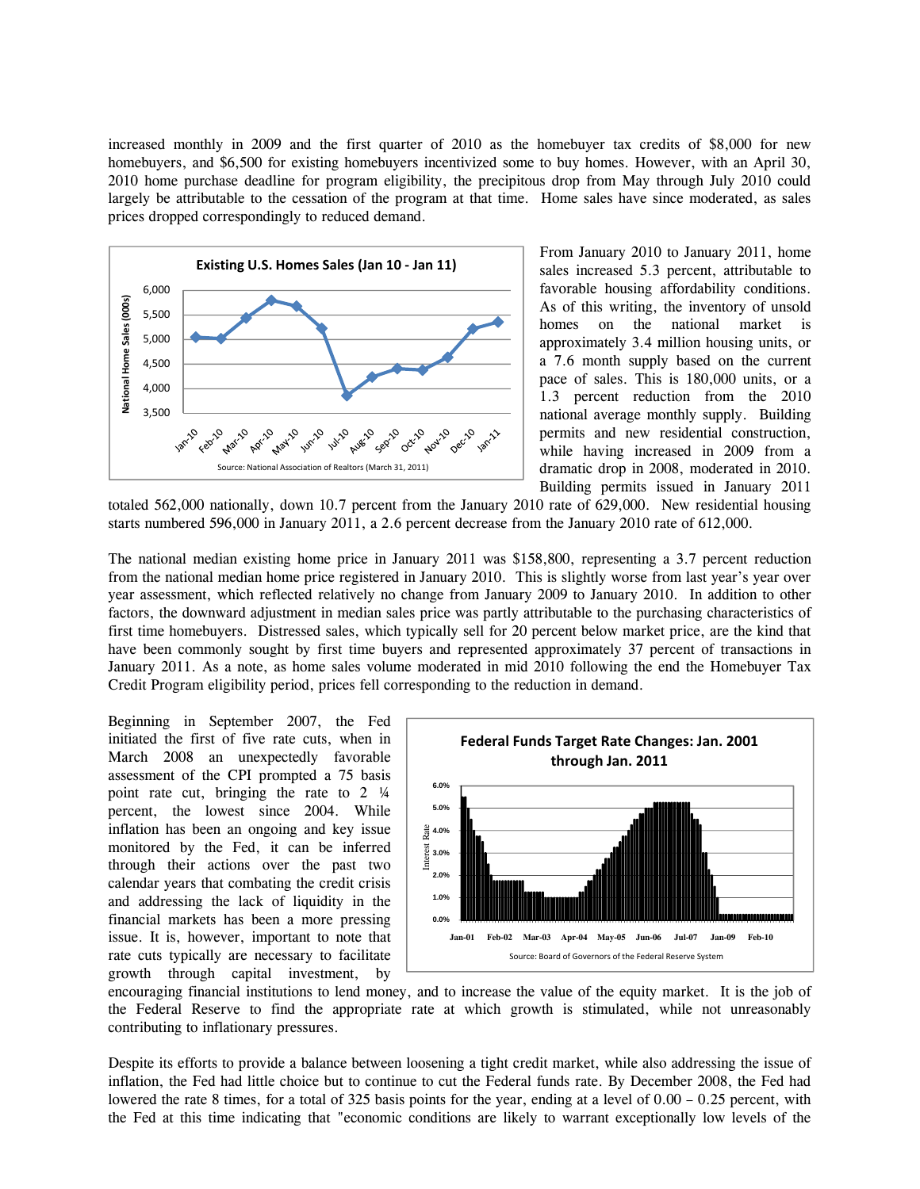increased monthly in 2009 and the first quarter of 2010 as the homebuyer tax credits of $8,000 for new homebuyers, and $6,500 for existing homebuyers incentivized some to buy homes. However, with an April 30, 2010 home purchase deadline for program eligibility, the precipitous drop from May through July 2010 could largely be attributable to the cessation of the program at that time. Home sales have since moderated, as sales prices dropped correspondingly to reduced demand.

**Existing U.S. Homes Sales (Jan 10 - Jan 11)**

Source: National Association of Realtors (March 31, 2011)

From January 2010 to January 2011, home sales increased 5.3 percent, attributable to favorable housing affordability conditions. As of this writing, the inventory of unsold homes on the national market is approximately 3.4 million housing units, or a 7.6 month supply based on the current pace of sales. This is 180,000 units, or a 1.3 percent reduction from the 2010 national average monthly supply. Building permits and new residential construction, while having increased in 2009 from a dramatic drop in 2008, moderated in 2010. Building permits issued in January 2011 totaled 562,000 nationally, down 10.7 percent from the January 2010 rate of 629,000. New residential housing starts numbered 596,000 in January 2011, a 2.6 percent decrease from the January 2010 rate of 612,000.

The national median existing home price in January 2011 was $158,800, representing a 3.7 percent reduction from the national median home price registered in January 2010. This is slightly worse from last year's year over year assessment, which reflected relatively no change from January 2009 to January 2010. In addition to other factors, the downward adjustment in median sales price was partly attributable to the purchasing characteristics of first time homebuyers. Distressed sales, which typically sell for 20 percent below market price, are the kind that have been commonly sought by first time buyers and represented approximately 37 percent of transactions in January 2011. As a note, as home sales volume moderated in mid 2010 following the end the Homebuyer Tax Credit Program eligibility period, prices fell corresponding to the reduction in demand.

Beginning in September 2007, the Fed initiated the first of five rate cuts, when in March 2008 an unexpectedly favorable assessment of the CPI prompted a 75 basis point rate cut, bringing the rate to 2 ¼ percent, the lowest since 2004. While inflation has been an ongoing and key issue monitored by the Fed, it can be inferred through their actions over the past two calendar years that combating the credit crisis and addressing the lack of liquidity in the financial markets has been a more pressing issue. It is, however, important to note that rate cuts typically are necessary to facilitate growth through capital investment, by encouraging financial institutions to lend money, and to increase the value of the equity market. It is the job of the Federal Reserve to find the appropriate rate at which growth is stimulated, while not unreasonably contributing to inflationary pressures.

**Federal Funds Target Rate Changes: Jan. 2001 through Jan. 2011**

Source: Board of Governors of the Federal Reserve System

Despite its efforts to provide a balance between loosening a tight credit market, while also addressing the issue of inflation, the Fed had little choice but to continue to cut the Federal funds rate. By December 2008, the Fed had lowered the rate 8 times, for a total of 325 basis points for the year, ending at a level of 0.00 – 0.25 percent, with the Fed at this time indicating that "economic conditions are likely to warrant exceptionally low levels of the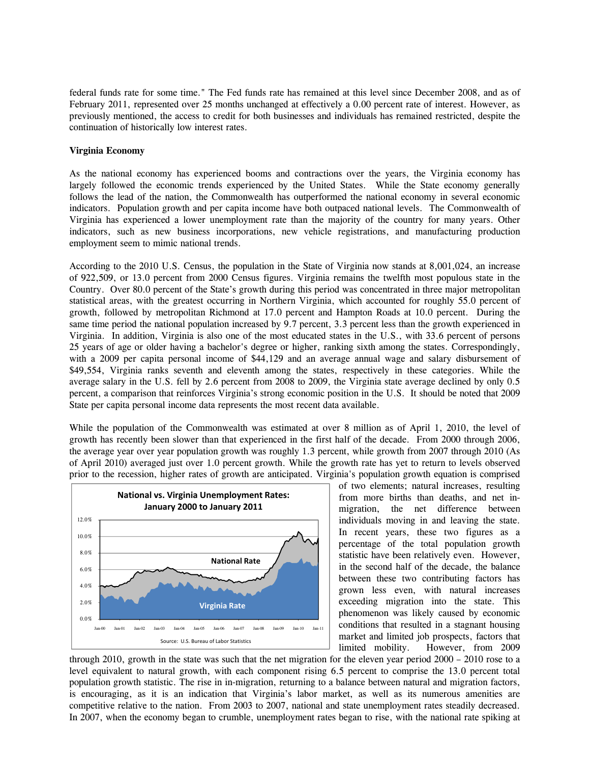federal funds rate for some time." The Fed funds rate has remained at this level since December 2008, and as of February 2011, represented over 25 months unchanged at effectively a 0.00 percent rate of interest. However, as previously mentioned, the access to credit for both businesses and individuals has remained restricted, despite the continuation of historically low interest rates.

**Virginia Economy**

As the national economy has experienced booms and contractions over the years, the Virginia economy has largely followed the economic trends experienced by the United States. While the State economy generally follows the lead of the nation, the Commonwealth has outperformed the national economy in several economic indicators. Population growth and per capita income have both outpaced national levels. The Commonwealth of Virginia has experienced a lower unemployment rate than the majority of the country for many years. Other indicators, such as new business incorporations, new vehicle registrations, and manufacturing production employment seem to mimic national trends.

According to the 2010 U.S. Census, the population in the State of Virginia now stands at 8,001,024, an increase of 922,509, or 13.0 percent from 2000 Census figures. Virginia remains the twelfth most populous state in the Country. Over 80.0 percent of the State's growth during this period was concentrated in three major metropolitan statistical areas, with the greatest occurring in Northern Virginia, which accounted for roughly 55.0 percent of growth, followed by metropolitan Richmond at 17.0 percent and Hampton Roads at 10.0 percent. During the same time period the national population increased by 9.7 percent, 3.3 percent less than the growth experienced in Virginia. In addition, Virginia is also one of the most educated states in the U.S., with 33.6 percent of persons 25 years of age or older having a bachelor's degree or higher, ranking sixth among the states. Correspondingly, with a 2009 per capita personal income of $44,129 and an average annual wage and salary disbursement of $49,554, Virginia ranks seventh and eleventh among the states, respectively in these categories. While the average salary in the U.S. fell by 2.6 percent from 2008 to 2009, the Virginia state average declined by only 0.5 percent, a comparison that reinforces Virginia's strong economic position in the U.S. It should be noted that 2009 State per capita personal income data represents the most recent data available.

While the population of the Commonwealth was estimated at over 8 million as of April 1, 2010, the level of growth has recently been slower than that experienced in the first half of the decade. From 2000 through 2006, the average year over year population growth was roughly 1.3 percent, while growth from 2007 through 2010 (As of April 2010) averaged just over 1.0 percent growth. While the growth rate has yet to return to levels observed prior to the recession, higher rates of growth are anticipated. Virginia's population growth equation is comprised of two elements; natural increases, resulting from more births than deaths, and net in-migration, the net difference between individuals moving in and leaving the state. In recent years, these two figures as a percentage of the total population growth statistic have been relatively even. However, in the second half of the decade, the balance between these two contributing factors has grown less even, with natural increases exceeding migration into the state. This phenomenon was likely caused by economic conditions that resulted in a stagnant housing market and limited job prospects, factors that limited mobility. However, from 2009 through 2010, growth in the state was such that the net migration for the eleven year period 2000 – 2010 rose to a level equivalent to natural growth, with each component rising 6.5 percent to comprise the 13.0 percent total population growth statistic. The rise in in-migration, returning to a balance between natural and migration factors, is encouraging, as it is an indication that Virginia's labor market, as well as its numerous amenities are competitive relative to the nation. From 2003 to 2007, national and state unemployment rates steadily decreased. In 2007, when the economy began to crumble, unemployment rates began to rise, with the national rate spiking at

**National vs. Virginia Unemployment Rates: January 2000 to January 2011**

Source: U.S. Bureau of Labor Statistics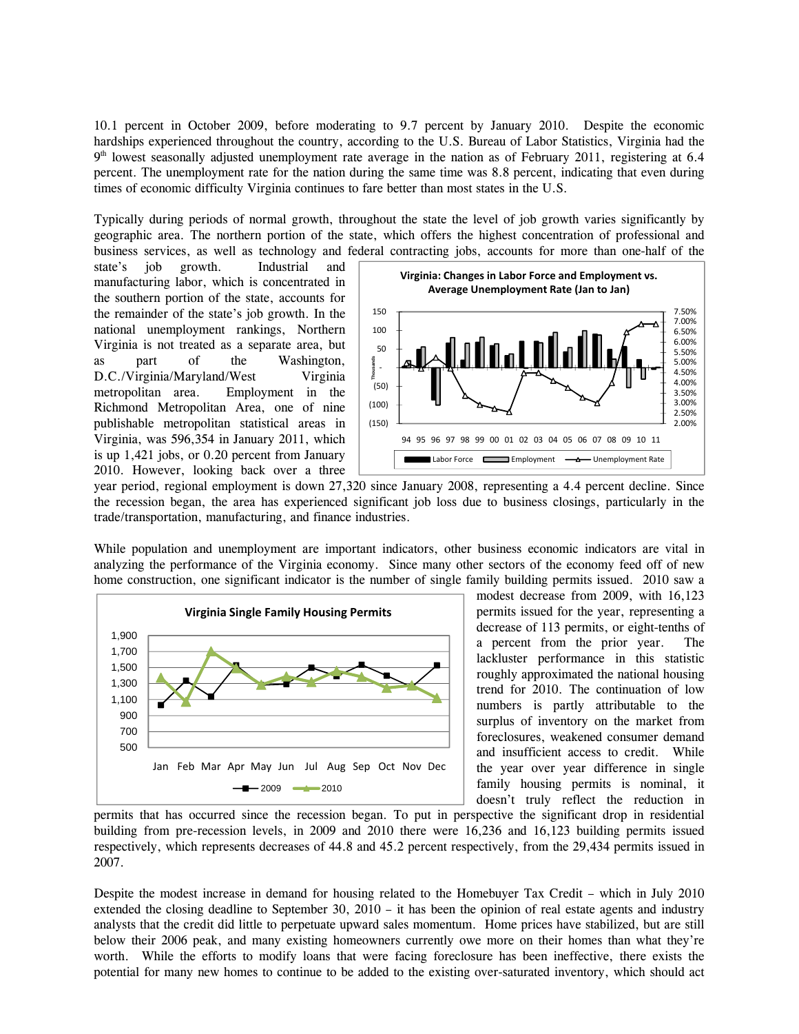10.1 percent in October 2009, before moderating to 9.7 percent by January 2010. Despite the economic hardships experienced throughout the country, according to the U.S. Bureau of Labor Statistics, Virginia had the 9th lowest seasonally adjusted unemployment rate average in the nation as of February 2011, registering at 6.4 percent. The unemployment rate for the nation during the same time was 8.8 percent, indicating that even during times of economic difficulty Virginia continues to fare better than most states in the U.S.

Typically during periods of normal growth, throughout the state the level of job growth varies significantly by geographic area. The northern portion of the state, which offers the highest concentration of professional and business services, as well as technology and federal contracting jobs, accounts for more than one-half of the state's job growth. Industrial and manufacturing labor, which is concentrated in the southern portion of the state, accounts for the remainder of the state's job growth. In the national unemployment rankings, Northern Virginia is not treated as a separate area, but as part of the Washington, D.C./Virginia/Maryland/West Virginia metropolitan area. Employment in the Richmond Metropolitan Area, one of nine publishable metropolitan statistical areas in Virginia, was 596,354 in January 2011, which is up 1,421 jobs, or 0.20 percent from January 2010. However, looking back over a three year period, regional employment is down 27,320 since January 2008, representing a 4.4 percent decline. Since the recession began, the area has experienced significant job loss due to business closings, particularly in the trade/transportation, manufacturing, and finance industries.

While population and unemployment are important indicators, other business economic indicators are vital in analyzing the performance of the Virginia economy. Since many other sectors of the economy feed off of new home construction, one significant indicator is the number of single family building permits issued. 2010 saw a modest decrease from 2009, with 16,123 permits issued for the year, representing a decrease of 113 permits, or eight-tenths of a percent from the prior year. The lackluster performance in this statistic roughly approximated the national housing trend for 2010. The continuation of low numbers is partly attributable to the surplus of inventory on the market from foreclosures, weakened consumer demand and insufficient access to credit. While the year over year difference in single family housing permits is nominal, it doesn't truly reflect the reduction in permits that has occurred since the recession began. To put in perspective the significant drop in residential building from pre-recession levels, in 2009 and 2010 there were 16,236 and 16,123 building permits issued respectively, which represents decreases of 44.8 and 45.2 percent respectively, from the 29,434 permits issued in 2007.

Despite the modest increase in demand for housing related to the Homebuyer Tax Credit – which in July 2010 extended the closing deadline to September 30, 2010 – it has been the opinion of real estate agents and industry analysts that the credit did little to perpetuate upward sales momentum. Home prices have stabilized, but are still below their 2006 peak, and many existing homeowners currently owe more on their homes than what they're worth. While the efforts to modify loans that were facing foreclosure has been ineffective, there exists the potential for many new homes to continue to be added to the existing over-saturated inventory, which should act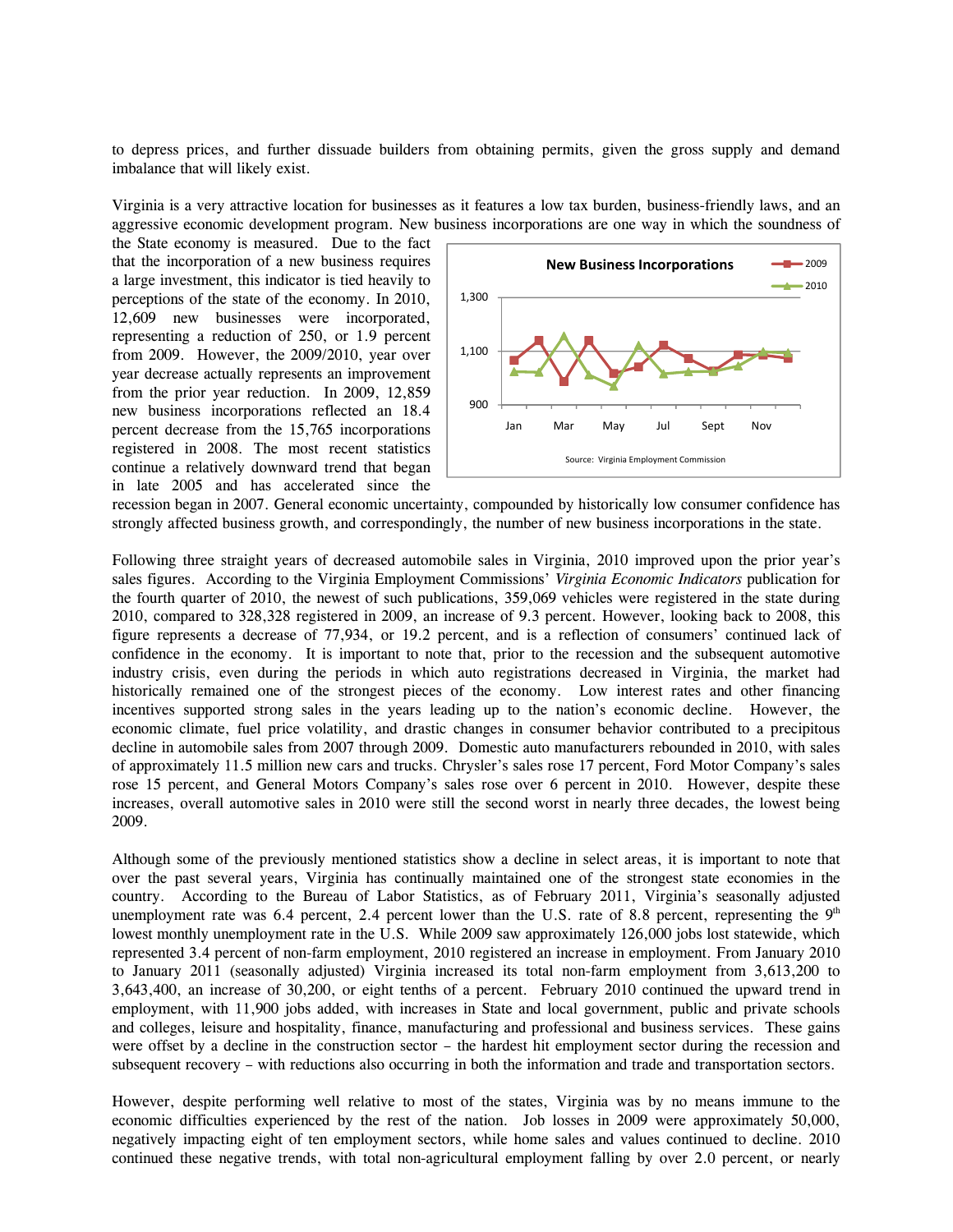to depress prices, and further dissuade builders from obtaining permits, given the gross supply and demand imbalance that will likely exist.

Virginia is a very attractive location for businesses as it features a low tax burden, business-friendly laws, and an aggressive economic development program. New business incorporations are one way in which the soundness of the State economy is measured. Due to the fact that the incorporation of a new business requires a large investment, this indicator is tied heavily to perceptions of the state of the economy. In 2010, 12,609 new businesses were incorporated, representing a reduction of 250, or 1.9 percent from 2009. However, the 2009/2010, year over year decrease actually represents an improvement from the prior year reduction. In 2009, 12,859 new business incorporations reflected an 18.4 percent decrease from the 15,765 incorporations registered in 2008. The most recent statistics continue a relatively downward trend that began in late 2005 and has accelerated since the recession began in 2007. General economic uncertainty, compounded by historically low consumer confidence has strongly affected business growth, and correspondingly, the number of new business incorporations in the state.

Following three straight years of decreased automobile sales in Virginia, 2010 improved upon the prior year's sales figures. According to the Virginia Employment Commissions' *Virginia Economic Indicators* publication for the fourth quarter of 2010, the newest of such publications, 359,069 vehicles were registered in the state during 2010, compared to 328,328 registered in 2009, an increase of 9.3 percent. However, looking back to 2008, this figure represents a decrease of 77,934, or 19.2 percent, and is a reflection of consumers' continued lack of confidence in the economy. It is important to note that, prior to the recession and the subsequent automotive industry crisis, even during the periods in which auto registrations decreased in Virginia, the market had historically remained one of the strongest pieces of the economy. Low interest rates and other financing incentives supported strong sales in the years leading up to the nation's economic decline. However, the economic climate, fuel price volatility, and drastic changes in consumer behavior contributed to a precipitous decline in automobile sales from 2007 through 2009. Domestic auto manufacturers rebounded in 2010, with sales of approximately 11.5 million new cars and trucks. Chrysler's sales rose 17 percent, Ford Motor Company's sales rose 15 percent, and General Motors Company's sales rose over 6 percent in 2010. However, despite these increases, overall automotive sales in 2010 were still the second worst in nearly three decades, the lowest being 2009.

Although some of the previously mentioned statistics show a decline in select areas, it is important to note that over the past several years, Virginia has continually maintained one of the strongest state economies in the country. According to the Bureau of Labor Statistics, as of February 2011, Virginia's seasonally adjusted unemployment rate was 6.4 percent, 2.4 percent lower than the U.S. rate of 8.8 percent, representing the 9th lowest monthly unemployment rate in the U.S. While 2009 saw approximately 126,000 jobs lost statewide, which represented 3.4 percent of non-farm employment, 2010 registered an increase in employment. From January 2010 to January 2011 (seasonally adjusted) Virginia increased its total non-farm employment from 3,613,200 to 3,643,400, an increase of 30,200, or eight tenths of a percent. February 2010 continued the upward trend in employment, with 11,900 jobs added, with increases in State and local government, public and private schools and colleges, leisure and hospitality, finance, manufacturing and professional and business services. These gains were offset by a decline in the construction sector – the hardest hit employment sector during the recession and subsequent recovery – with reductions also occurring in both the information and trade and transportation sectors.

However, despite performing well relative to most of the states, Virginia was by no means immune to the economic difficulties experienced by the rest of the nation. Job losses in 2009 were approximately 50,000, negatively impacting eight of ten employment sectors, while home sales and values continued to decline. 2010 continued these negative trends, with total non-agricultural employment falling by over 2.0 percent, or nearly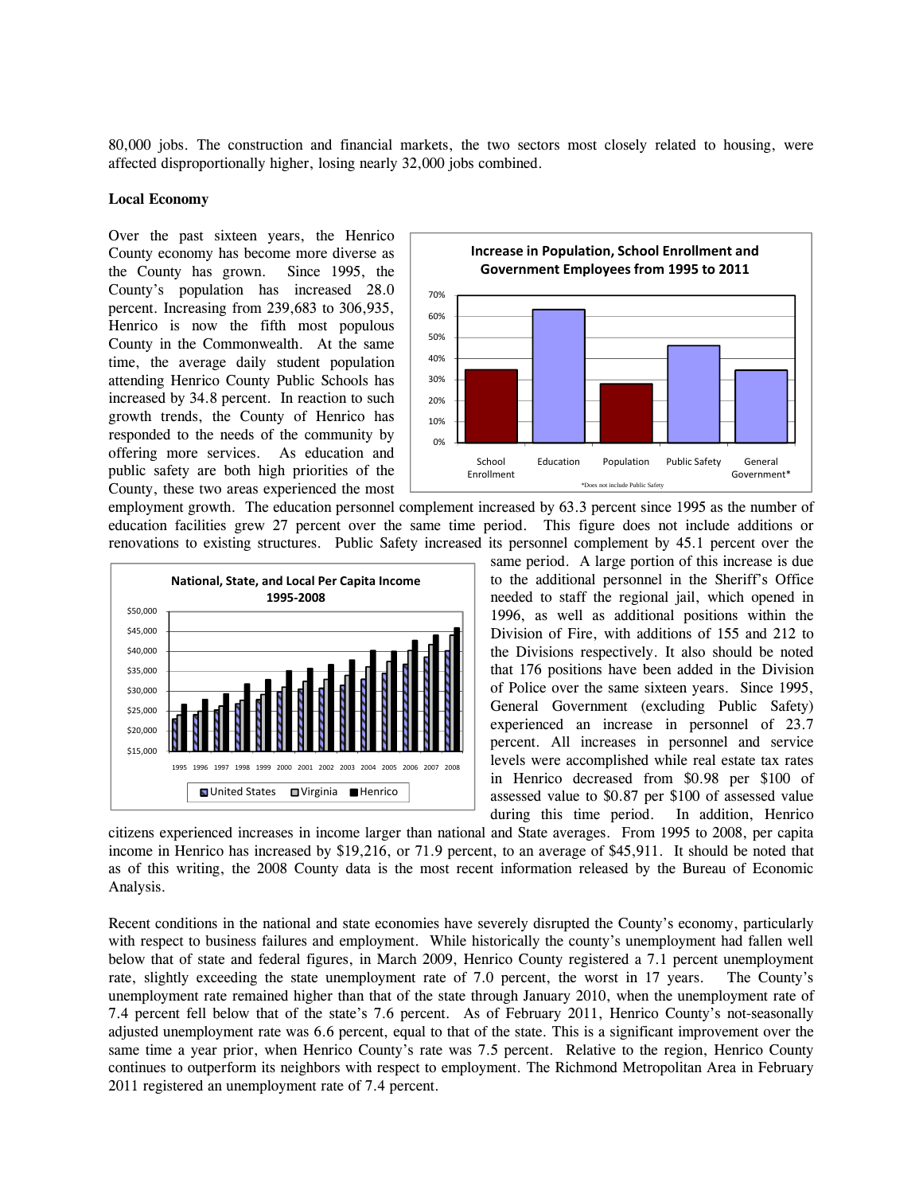80,000 jobs. The construction and financial markets, the two sectors most closely related to housing, were affected disproportionally higher, losing nearly 32,000 jobs combined.

**Local Economy**

Over the past sixteen years, the Henrico County economy has become more diverse as the County has grown. Since 1995, the County's population has increased 28.0 percent. Increasing from 239,683 to 306,935, Henrico is now the fifth most populous County in the Commonwealth. At the same time, the average daily student population attending Henrico County Public Schools has increased by 34.8 percent. In reaction to such growth trends, the County of Henrico has responded to the needs of the community by offering more services. As education and public safety are both high priorities of the County, these two areas experienced the most employment growth. The education personnel complement increased by 63.3 percent since 1995 as the number of education facilities grew 27 percent over the same time period. This figure does not include additions or renovations to existing structures. Public Safety increased its personnel complement by 45.1 percent over the same period. A large portion of this increase is due to the additional personnel in the Sheriff's Office needed to staff the regional jail, which opened in 1996, as well as additional positions within the Division of Fire, with additions of 155 and 212 to the Divisions respectively. It also should be noted that 176 positions have been added in the Division of Police over the same sixteen years. Since 1995, General Government (excluding Public Safety) experienced an increase in personnel of 23.7 percent. All increases in personnel and service levels were accomplished while real estate tax rates in Henrico decreased from $0.98 per $100 of assessed value to $0.87 per $100 of assessed value during this time period. In addition, Henrico citizens experienced increases in income larger than national and State averages. From 1995 to 2008, per capita income in Henrico has increased by $19,216, or 71.9 percent, to an average of $45,911. It should be noted that as of this writing, the 2008 County data is the most recent information released by the Bureau of Economic Analysis.

Recent conditions in the national and state economies have severely disrupted the County's economy, particularly with respect to business failures and employment. While historically the county's unemployment had fallen well below that of state and federal figures, in March 2009, Henrico County registered a 7.1 percent unemployment rate, slightly exceeding the state unemployment rate of 7.0 percent, the worst in 17 years. The County's unemployment rate remained higher than that of the state through January 2010, when the unemployment rate of 7.4 percent fell below that of the state's 7.6 percent. As of February 2011, Henrico County's not-seasonally adjusted unemployment rate was 6.6 percent, equal to that of the state. This is a significant improvement over the same time a year prior, when Henrico County's rate was 7.5 percent. Relative to the region, Henrico County continues to outperform its neighbors with respect to employment. The Richmond Metropolitan Area in February 2011 registered an unemployment rate of 7.4 percent.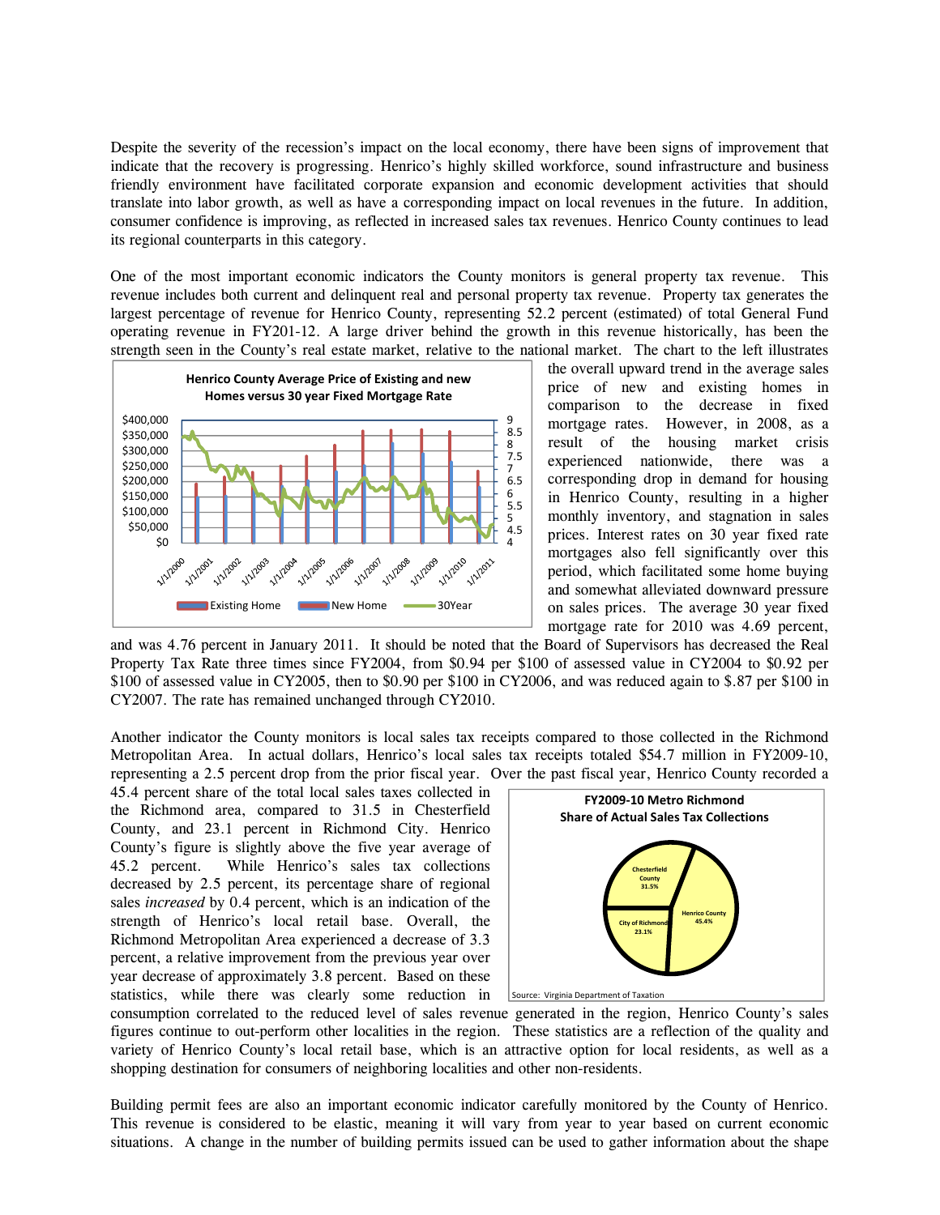Despite the severity of the recession's impact on the local economy, there have been signs of improvement that indicate that the recovery is progressing. Henrico's highly skilled workforce, sound infrastructure and business friendly environment have facilitated corporate expansion and economic development activities that should translate into labor growth, as well as have a corresponding impact on local revenues in the future. In addition, consumer confidence is improving, as reflected in increased sales tax revenues. Henrico County continues to lead its regional counterparts in this category.

One of the most important economic indicators the County monitors is general property tax revenue. This revenue includes both current and delinquent real and personal property tax revenue. Property tax generates the largest percentage of revenue for Henrico County, representing 52.2 percent (estimated) of total General Fund operating revenue in FY201-12. A large driver behind the growth in this revenue historically, has been the strength seen in the County's real estate market, relative to the national market. The chart to the left illustrates the overall upward trend in the average sales price of new and existing homes in comparison to the decrease in fixed mortgage rates. However, in 2008, as a result of the housing market crisis experienced nationwide, there was a corresponding drop in demand for housing in Henrico County, resulting in a higher monthly inventory, and stagnation in sales prices. Interest rates on 30 year fixed rate mortgages also fell significantly over this period, which facilitated some home buying and somewhat alleviated downward pressure on sales prices. The average 30 year fixed mortgage rate for 2010 was 4.69 percent, and was 4.76 percent in January 2011. It should be noted that the Board of Supervisors has decreased the Real Property Tax Rate three times since FY2004, from $0.94 per $100 of assessed value in CY2004 to $0.92 per $100 of assessed value in CY2005, then to $0.90 per $100 in CY2006, and was reduced again to $.87 per $100 in CY2007. The rate has remained unchanged through CY2010.

**Henrico County Average Price of Existing and new Homes versus 30 year Fixed Mortgage Rate**

Another indicator the County monitors is local sales tax receipts compared to those collected in the Richmond Metropolitan Area. In actual dollars, Henrico's local sales tax receipts totaled $54.7 million in FY2009-10, representing a 2.5 percent drop from the prior fiscal year. Over the past fiscal year, Henrico County recorded a 45.4 percent share of the total local sales taxes collected in the Richmond area, compared to 31.5 in Chesterfield County, and 23.1 percent in Richmond City. Henrico County's figure is slightly above the five year average of 45.2 percent. While Henrico's sales tax collections decreased by 2.5 percent, its percentage share of regional sales *increased* by 0.4 percent, which is an indication of the strength of Henrico's local retail base. Overall, the Richmond Metropolitan Area experienced a decrease of 3.3 percent, a relative improvement from the previous year over year decrease of approximately 3.8 percent. Based on these statistics, while there was clearly some reduction in consumption correlated to the reduced level of sales revenue generated in the region, Henrico County's sales figures continue to out-perform other localities in the region. These statistics are a reflection of the quality and variety of Henrico County's local retail base, which is an attractive option for local residents, as well as a shopping destination for consumers of neighboring localities and other non-residents.

**FY2009-10 Metro Richmond Share of Actual Sales Tax Collections**

Source: Virginia Department of Taxation

Building permit fees are also an important economic indicator carefully monitored by the County of Henrico. This revenue is considered to be elastic, meaning it will vary from year to year based on current economic situations. A change in the number of building permits issued can be used to gather information about the shape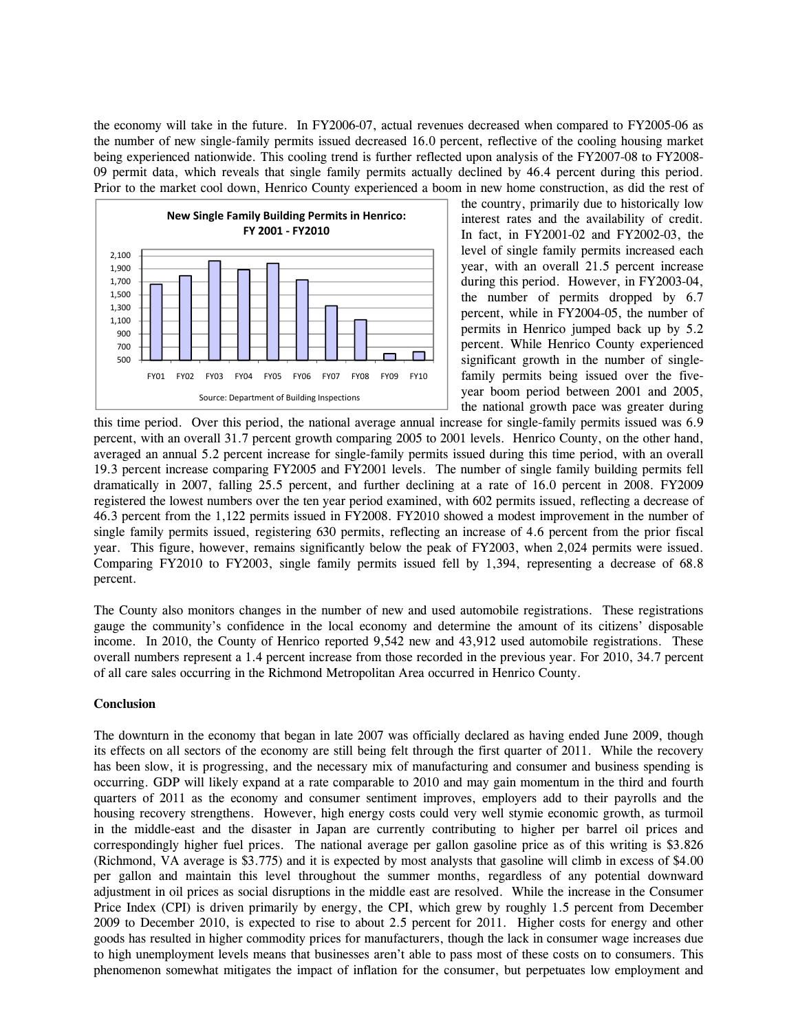the economy will take in the future. In FY2006-07, actual revenues decreased when compared to FY2005-06 as the number of new single-family permits issued decreased 16.0 percent, reflective of the cooling housing market being experienced nationwide. This cooling trend is further reflected upon analysis of the FY2007-08 to FY2008-09 permit data, which reveals that single family permits actually declined by 46.4 percent during this period. Prior to the market cool down, Henrico County experienced a boom in new home construction, as did the rest of the country, primarily due to historically low interest rates and the availability of credit. In fact, in FY2001-02 and FY2002-03, the level of single family permits increased each year, with an overall 21.5 percent increase during this period. However, in FY2003-04, the number of permits dropped by 6.7 percent, while in FY2004-05, the number of permits in Henrico jumped back up by 5.2 percent. While Henrico County experienced significant growth in the number of single-family permits being issued over the five-year boom period between 2001 and 2005, the national growth pace was greater during this time period. Over this period, the national average annual increase for single-family permits issued was 6.9 percent, with an overall 31.7 percent growth comparing 2005 to 2001 levels. Henrico County, on the other hand, averaged an annual 5.2 percent increase for single-family permits issued during this time period, with an overall 19.3 percent increase comparing FY2005 and FY2001 levels. The number of single family building permits fell dramatically in 2007, falling 25.5 percent, and further declining at a rate of 16.0 percent in 2008. FY2009 registered the lowest numbers over the ten year period examined, with 602 permits issued, reflecting a decrease of 46.3 percent from the 1,122 permits issued in FY2008. FY2010 showed a modest improvement in the number of single family permits issued, registering 630 permits, reflecting an increase of 4.6 percent from the prior fiscal year. This figure, however, remains significantly below the peak of FY2003, when 2,024 permits were issued. Comparing FY2010 to FY2003, single family permits issued fell by 1,394, representing a decrease of 68.8 percent.

**New Single Family Building Permits in Henrico: FY 2001 - FY2010**

Source: Department of Building Inspections

The County also monitors changes in the number of new and used automobile registrations. These registrations gauge the community's confidence in the local economy and determine the amount of its citizens' disposable income. In 2010, the County of Henrico reported 9,542 new and 43,912 used automobile registrations. These overall numbers represent a 1.4 percent increase from those recorded in the previous year. For 2010, 34.7 percent of all care sales occurring in the Richmond Metropolitan Area occurred in Henrico County.

**Conclusion**

The downturn in the economy that began in late 2007 was officially declared as having ended June 2009, though its effects on all sectors of the economy are still being felt through the first quarter of 2011. While the recovery has been slow, it is progressing, and the necessary mix of manufacturing and consumer and business spending is occurring. GDP will likely expand at a rate comparable to 2010 and may gain momentum in the third and fourth quarters of 2011 as the economy and consumer sentiment improves, employers add to their payrolls and the housing recovery strengthens. However, high energy costs could very well stymie economic growth, as turmoil in the middle-east and the disaster in Japan are currently contributing to higher per barrel oil prices and correspondingly higher fuel prices. The national average per gallon gasoline price as of this writing is $3.826 (Richmond, VA average is $3.775) and it is expected by most analysts that gasoline will climb in excess of $4.00 per gallon and maintain this level throughout the summer months, regardless of any potential downward adjustment in oil prices as social disruptions in the middle east are resolved. While the increase in the Consumer Price Index (CPI) is driven primarily by energy, the CPI, which grew by roughly 1.5 percent from December 2009 to December 2010, is expected to rise to about 2.5 percent for 2011. Higher costs for energy and other goods has resulted in higher commodity prices for manufacturers, though the lack in consumer wage increases due to high unemployment levels means that businesses aren't able to pass most of these costs on to consumers. This phenomenon somewhat mitigates the impact of inflation for the consumer, but perpetuates low employment and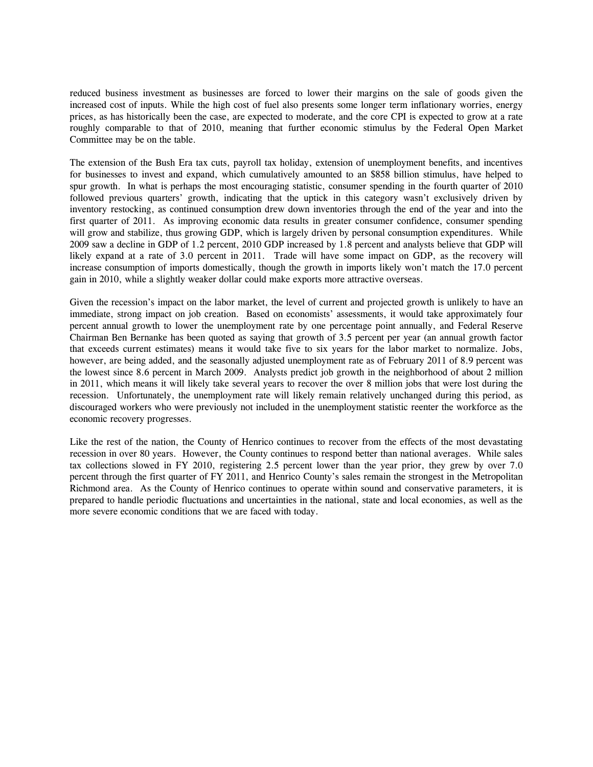reduced business investment as businesses are forced to lower their margins on the sale of goods given the increased cost of inputs. While the high cost of fuel also presents some longer term inflationary worries, energy prices, as has historically been the case, are expected to moderate, and the core CPI is expected to grow at a rate roughly comparable to that of 2010, meaning that further economic stimulus by the Federal Open Market Committee may be on the table.

The extension of the Bush Era tax cuts, payroll tax holiday, extension of unemployment benefits, and incentives for businesses to invest and expand, which cumulatively amounted to an $858 billion stimulus, have helped to spur growth. In what is perhaps the most encouraging statistic, consumer spending in the fourth quarter of 2010 followed previous quarters' growth, indicating that the uptick in this category wasn't exclusively driven by inventory restocking, as continued consumption drew down inventories through the end of the year and into the first quarter of 2011. As improving economic data results in greater consumer confidence, consumer spending will grow and stabilize, thus growing GDP, which is largely driven by personal consumption expenditures. While 2009 saw a decline in GDP of 1.2 percent, 2010 GDP increased by 1.8 percent and analysts believe that GDP will likely expand at a rate of 3.0 percent in 2011. Trade will have some impact on GDP, as the recovery will increase consumption of imports domestically, though the growth in imports likely won't match the 17.0 percent gain in 2010, while a slightly weaker dollar could make exports more attractive overseas.

Given the recession's impact on the labor market, the level of current and projected growth is unlikely to have an immediate, strong impact on job creation. Based on economists' assessments, it would take approximately four percent annual growth to lower the unemployment rate by one percentage point annually, and Federal Reserve Chairman Ben Bernanke has been quoted as saying that growth of 3.5 percent per year (an annual growth factor that exceeds current estimates) means it would take five to six years for the labor market to normalize. Jobs, however, are being added, and the seasonally adjusted unemployment rate as of February 2011 of 8.9 percent was the lowest since 8.6 percent in March 2009. Analysts predict job growth in the neighborhood of about 2 million in 2011, which means it will likely take several years to recover the over 8 million jobs that were lost during the recession. Unfortunately, the unemployment rate will likely remain relatively unchanged during this period, as discouraged workers who were previously not included in the unemployment statistic reenter the workforce as the economic recovery progresses.

Like the rest of the nation, the County of Henrico continues to recover from the effects of the most devastating recession in over 80 years. However, the County continues to respond better than national averages. While sales tax collections slowed in FY 2010, registering 2.5 percent lower than the year prior, they grew by over 7.0 percent through the first quarter of FY 2011, and Henrico County's sales remain the strongest in the Metropolitan Richmond area. As the County of Henrico continues to operate within sound and conservative parameters, it is prepared to handle periodic fluctuations and uncertainties in the national, state and local economies, as well as the more severe economic conditions that we are faced with today.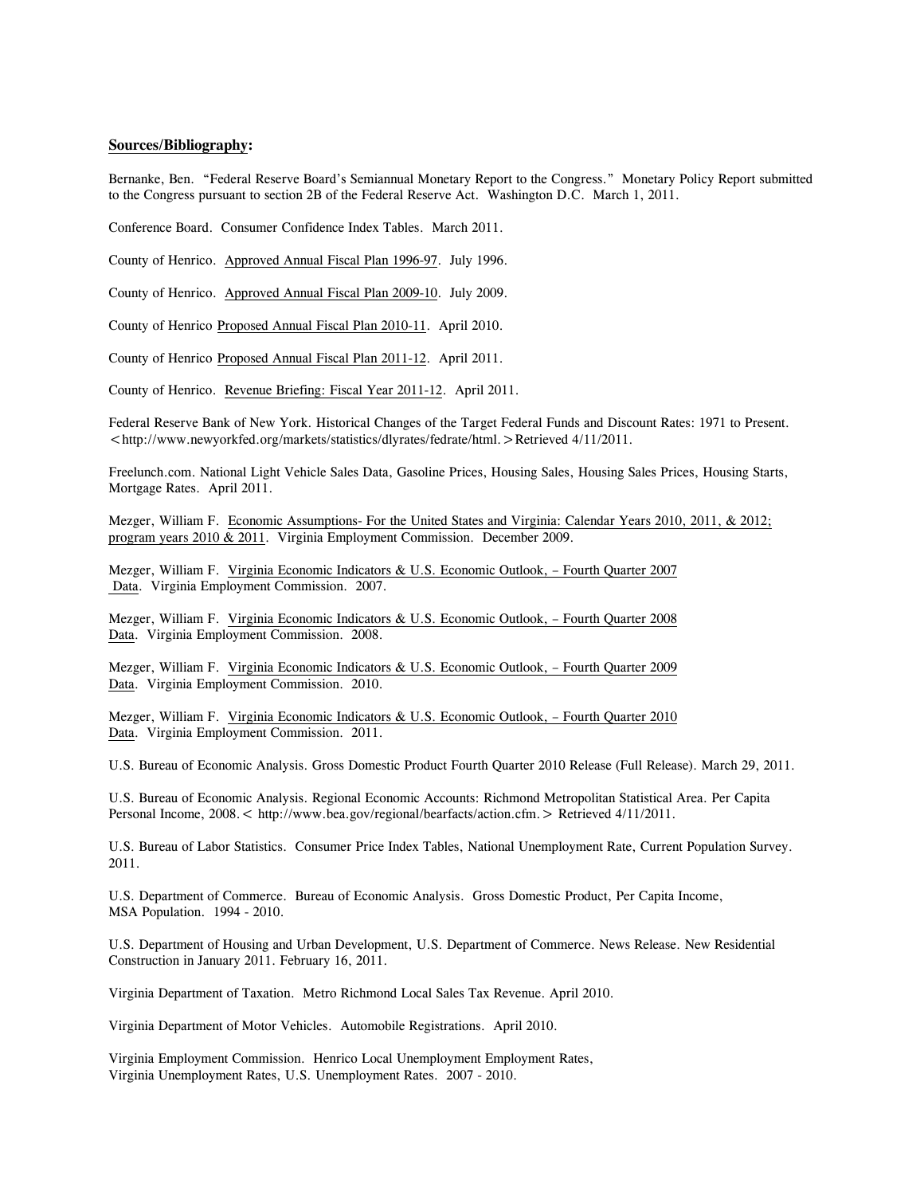**Sources/Bibliography:**

Bernanke, Ben. "Federal Reserve Board's Semiannual Monetary Report to the Congress." Monetary Policy Report submitted to the Congress pursuant to section 2B of the Federal Reserve Act. Washington D.C. March 1, 2011.

Conference Board. Consumer Confidence Index Tables. March 2011.

County of Henrico. Approved Annual Fiscal Plan 1996-97. July 1996.

County of Henrico. Approved Annual Fiscal Plan 2009-10. July 2009.

County of Henrico Proposed Annual Fiscal Plan 2010-11. April 2010.

County of Henrico Proposed Annual Fiscal Plan 2011-12. April 2011.

County of Henrico. Revenue Briefing: Fiscal Year 2011-12. April 2011.

Federal Reserve Bank of New York. Historical Changes of the Target Federal Funds and Discount Rates: 1971 to Present. <http://www.newyorkfed.org/markets/statistics/dlyrates/fedrate/html.> Retrieved 4/11/2011.

Freelunch.com. National Light Vehicle Sales Data, Gasoline Prices, Housing Sales, Housing Sales Prices, Housing Starts, Mortgage Rates. April 2011.

Mezger, William F. Economic Assumptions- For the United States and Virginia: Calendar Years 2010, 2011, & 2012; program years 2010 & 2011. Virginia Employment Commission. December 2009.

Mezger, William F. Virginia Economic Indicators & U.S. Economic Outlook, – Fourth Quarter 2007 Data. Virginia Employment Commission. 2007.

Mezger, William F. Virginia Economic Indicators & U.S. Economic Outlook, – Fourth Quarter 2008 Data. Virginia Employment Commission. 2008.

Mezger, William F. Virginia Economic Indicators & U.S. Economic Outlook, – Fourth Quarter 2009 Data. Virginia Employment Commission. 2010.

Mezger, William F. Virginia Economic Indicators & U.S. Economic Outlook, – Fourth Quarter 2010 Data. Virginia Employment Commission. 2011.

U.S. Bureau of Economic Analysis. Gross Domestic Product Fourth Quarter 2010 Release (Full Release). March 29, 2011.

U.S. Bureau of Economic Analysis. Regional Economic Accounts: Richmond Metropolitan Statistical Area. Per Capita Personal Income, 2008.< http://www.bea.gov/regional/bearfacts/action.cfm.> Retrieved 4/11/2011.

U.S. Bureau of Labor Statistics. Consumer Price Index Tables, National Unemployment Rate, Current Population Survey. 2011.

U.S. Department of Commerce. Bureau of Economic Analysis. Gross Domestic Product, Per Capita Income, MSA Population. 1994 - 2010.

U.S. Department of Housing and Urban Development, U.S. Department of Commerce. News Release. New Residential Construction in January 2011. February 16, 2011.

Virginia Department of Taxation. Metro Richmond Local Sales Tax Revenue. April 2010.

Virginia Department of Motor Vehicles. Automobile Registrations. April 2010.

Virginia Employment Commission. Henrico Local Unemployment Employment Rates, Virginia Unemployment Rates, U.S. Unemployment Rates. 2007 - 2010.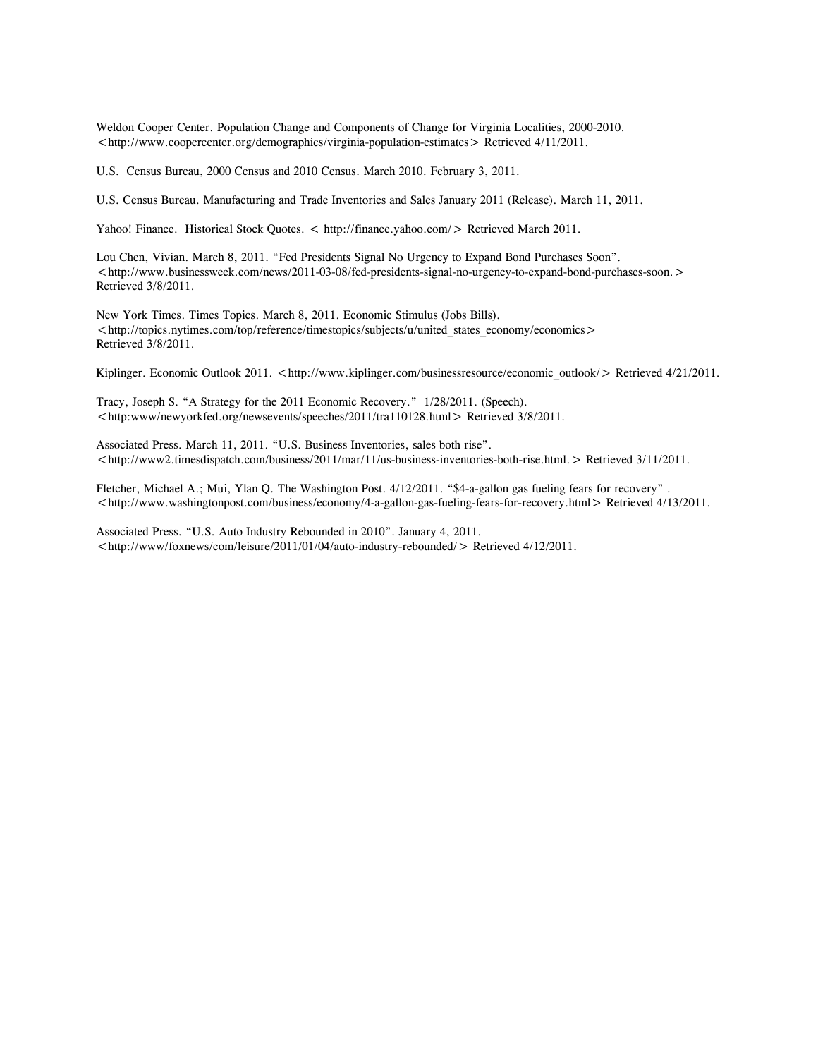Weldon Cooper Center. Population Change and Components of Change for Virginia Localities, 2000-2010. <http://www.coopercenter.org/demographics/virginia-population-estimates> Retrieved 4/11/2011.

U.S. Census Bureau, 2000 Census and 2010 Census. March 2010. February 3, 2011.

U.S. Census Bureau. Manufacturing and Trade Inventories and Sales January 2011 (Release). March 11, 2011.

Yahoo! Finance. Historical Stock Quotes. < http://finance.yahoo.com/> Retrieved March 2011.

Lou Chen, Vivian. March 8, 2011. "Fed Presidents Signal No Urgency to Expand Bond Purchases Soon". <http://www.businessweek.com/news/2011-03-08/fed-presidents-signal-no-urgency-to-expand-bond-purchases-soon.> Retrieved 3/8/2011.

New York Times. Times Topics. March 8, 2011. Economic Stimulus (Jobs Bills). <http://topics.nytimes.com/top/reference/timestopics/subjects/u/united_states_economy/economics> Retrieved 3/8/2011.

Kiplinger. Economic Outlook 2011. <http://www.kiplinger.com/businessresource/economic_outlook/> Retrieved 4/21/2011.

Tracy, Joseph S. "A Strategy for the 2011 Economic Recovery." 1/28/2011. (Speech). <http:www/newyorkfed.org/newsevents/speeches/2011/tra110128.html> Retrieved 3/8/2011.

Associated Press. March 11, 2011. "U.S. Business Inventories, sales both rise". <http://www2.timesdispatch.com/business/2011/mar/11/us-business-inventories-both-rise.html.> Retrieved 3/11/2011.

Fletcher, Michael A.; Mui, Ylan Q. The Washington Post. 4/12/2011. "$4-a-gallon gas fueling fears for recovery" . <http://www.washingtonpost.com/business/economy/4-a-gallon-gas-fueling-fears-for-recovery.html> Retrieved 4/13/2011.

Associated Press. "U.S. Auto Industry Rebounded in 2010". January 4, 2011. <http://www/foxnews/com/leisure/2011/01/04/auto-industry-rebounded/> Retrieved 4/12/2011.